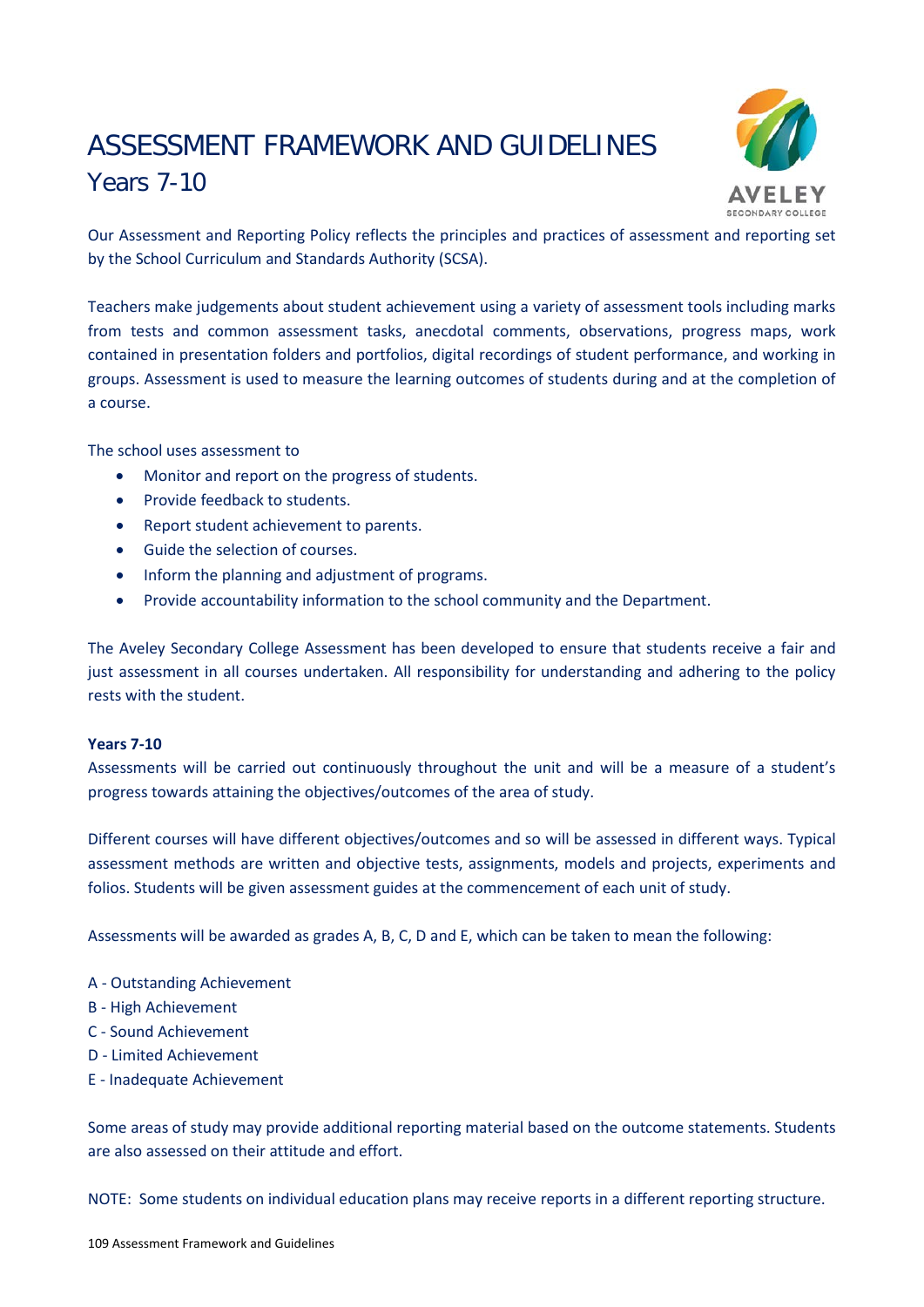# ASSESSMENT FRAMEWORK AND GUIDELINES

## Years 7-10

Our Assessment and Reporting Policy reflects the principles and practices of assessment and reporting set by the School Curriculum and Standards Authority (SCSA).

Teachers make judgements about student achievement using a variety of assessment tools including marks from tests and common assessment tasks, anecdotal comments, observations, progress maps, work contained in presentation folders and portfolios, digital recordings of student performance, and working in groups. Assessment is used to measure the learning outcomes of students during and at the completion of a course.

The school uses assessment to

- Monitor and report on the progress of students.
- Provide feedback to students.
- Report student achievement to parents.
- Guide the selection of courses.
- Inform the planning and adjustment of programs.
- Provide accountability information to the school community and the Department.

The Aveley Secondary College Assessment has been developed to ensure that students receive a fair and just assessment in all courses undertaken. All responsibility for understanding and adhering to the policy rests with the student.

**Years 7-10**

Assessments will be carried out continuously throughout the unit and will be a measure of a student's progress towards attaining the objectives/outcomes of the area of study.

Different courses will have different objectives/outcomes and so will be assessed in different ways. Typical assessment methods are written and objective tests, assignments, models and projects, experiments and folios. Students will be given assessment guides at the commencement of each unit of study.

Assessments will be awarded as grades A, B, C, D and E, which can be taken to mean the following:

A - Outstanding Achievement
B - High Achievement
C - Sound Achievement
D - Limited Achievement
E - Inadequate Achievement

Some areas of study may provide additional reporting material based on the outcome statements. Students are also assessed on their attitude and effort.

NOTE: Some students on individual education plans may receive reports in a different reporting structure.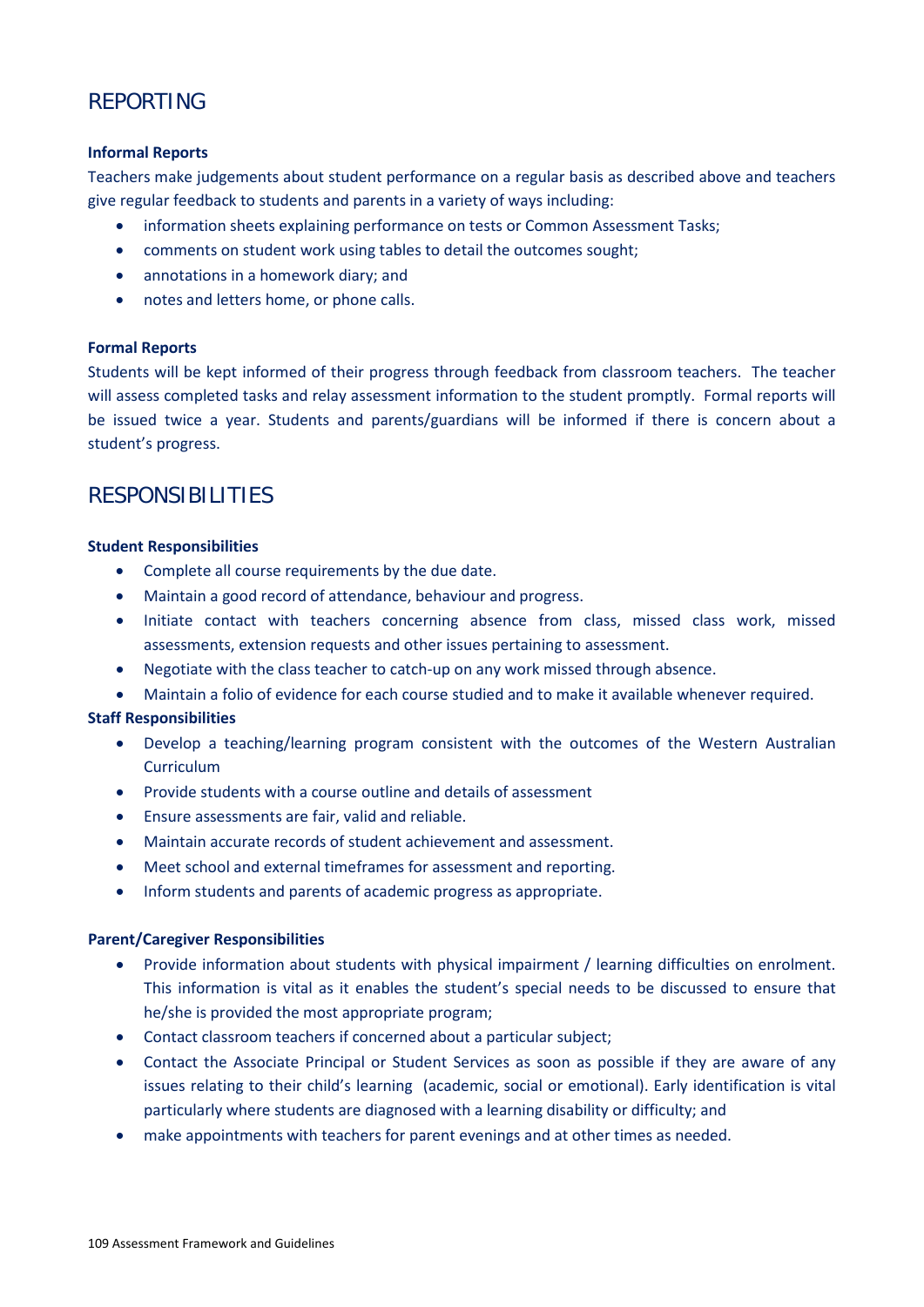## REPORTING

**Informal Reports**

Teachers make judgements about student performance on a regular basis as described above and teachers give regular feedback to students and parents in a variety of ways including:

- information sheets explaining performance on tests or Common Assessment Tasks;
- comments on student work using tables to detail the outcomes sought;
- annotations in a homework diary; and
- notes and letters home, or phone calls.

**Formal Reports**

Students will be kept informed of their progress through feedback from classroom teachers. The teacher will assess completed tasks and relay assessment information to the student promptly. Formal reports will be issued twice a year. Students and parents/guardians will be informed if there is concern about a student's progress.

## RESPONSIBILITIES

**Student Responsibilities**

- Complete all course requirements by the due date.
- Maintain a good record of attendance, behaviour and progress.
- Initiate contact with teachers concerning absence from class, missed class work, missed assessments, extension requests and other issues pertaining to assessment.
- Negotiate with the class teacher to catch-up on any work missed through absence.
- Maintain a folio of evidence for each course studied and to make it available whenever required.

**Staff Responsibilities**

- Develop a teaching/learning program consistent with the outcomes of the Western Australian Curriculum
- Provide students with a course outline and details of assessment
- Ensure assessments are fair, valid and reliable.
- Maintain accurate records of student achievement and assessment.
- Meet school and external timeframes for assessment and reporting.
- Inform students and parents of academic progress as appropriate.

**Parent/Caregiver Responsibilities**

- Provide information about students with physical impairment / learning difficulties on enrolment. This information is vital as it enables the student's special needs to be discussed to ensure that he/she is provided the most appropriate program;
- Contact classroom teachers if concerned about a particular subject;
- Contact the Associate Principal or Student Services as soon as possible if they are aware of any issues relating to their child's learning (academic, social or emotional). Early identification is vital particularly where students are diagnosed with a learning disability or difficulty; and
- make appointments with teachers for parent evenings and at other times as needed.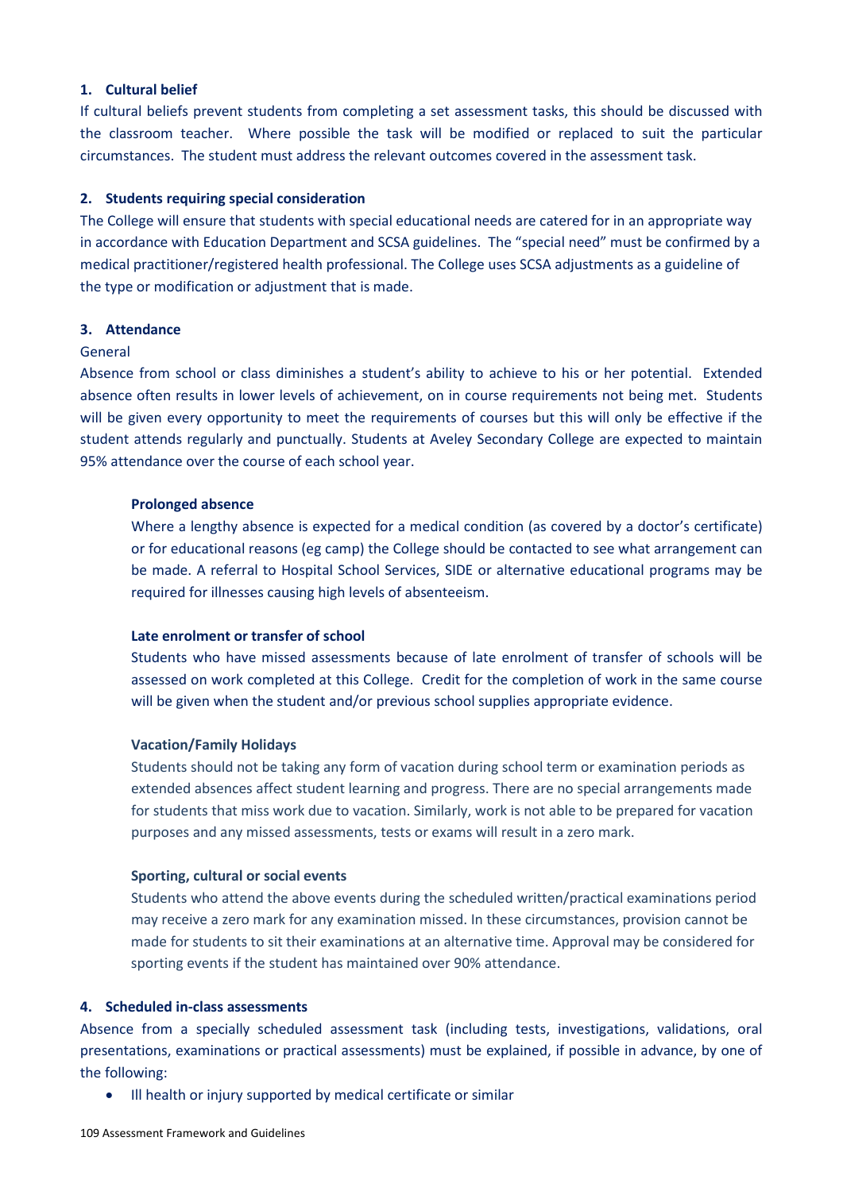### 1. Cultural belief

If cultural beliefs prevent students from completing a set assessment tasks, this should be discussed with the classroom teacher. Where possible the task will be modified or replaced to suit the particular circumstances. The student must address the relevant outcomes covered in the assessment task.

### 2. Students requiring special consideration

The College will ensure that students with special educational needs are catered for in an appropriate way in accordance with Education Department and SCSA guidelines. The "special need" must be confirmed by a medical practitioner/registered health professional. The College uses SCSA adjustments as a guideline of the type or modification or adjustment that is made.

### 3. Attendance

General

Absence from school or class diminishes a student's ability to achieve to his or her potential. Extended absence often results in lower levels of achievement, on in course requirements not being met. Students will be given every opportunity to meet the requirements of courses but this will only be effective if the student attends regularly and punctually. Students at Aveley Secondary College are expected to maintain 95% attendance over the course of each school year.

#### Prolonged absence

Where a lengthy absence is expected for a medical condition (as covered by a doctor's certificate) or for educational reasons (eg camp) the College should be contacted to see what arrangement can be made. A referral to Hospital School Services, SIDE or alternative educational programs may be required for illnesses causing high levels of absenteeism.

#### Late enrolment or transfer of school

Students who have missed assessments because of late enrolment of transfer of schools will be assessed on work completed at this College. Credit for the completion of work in the same course will be given when the student and/or previous school supplies appropriate evidence.

#### Vacation/Family Holidays

Students should not be taking any form of vacation during school term or examination periods as extended absences affect student learning and progress. There are no special arrangements made for students that miss work due to vacation. Similarly, work is not able to be prepared for vacation purposes and any missed assessments, tests or exams will result in a zero mark.

#### Sporting, cultural or social events

Students who attend the above events during the scheduled written/practical examinations period may receive a zero mark for any examination missed. In these circumstances, provision cannot be made for students to sit their examinations at an alternative time. Approval may be considered for sporting events if the student has maintained over 90% attendance.

### 4. Scheduled in-class assessments

Absence from a specially scheduled assessment task (including tests, investigations, validations, oral presentations, examinations or practical assessments) must be explained, if possible in advance, by one of the following:

- Ill health or injury supported by medical certificate or similar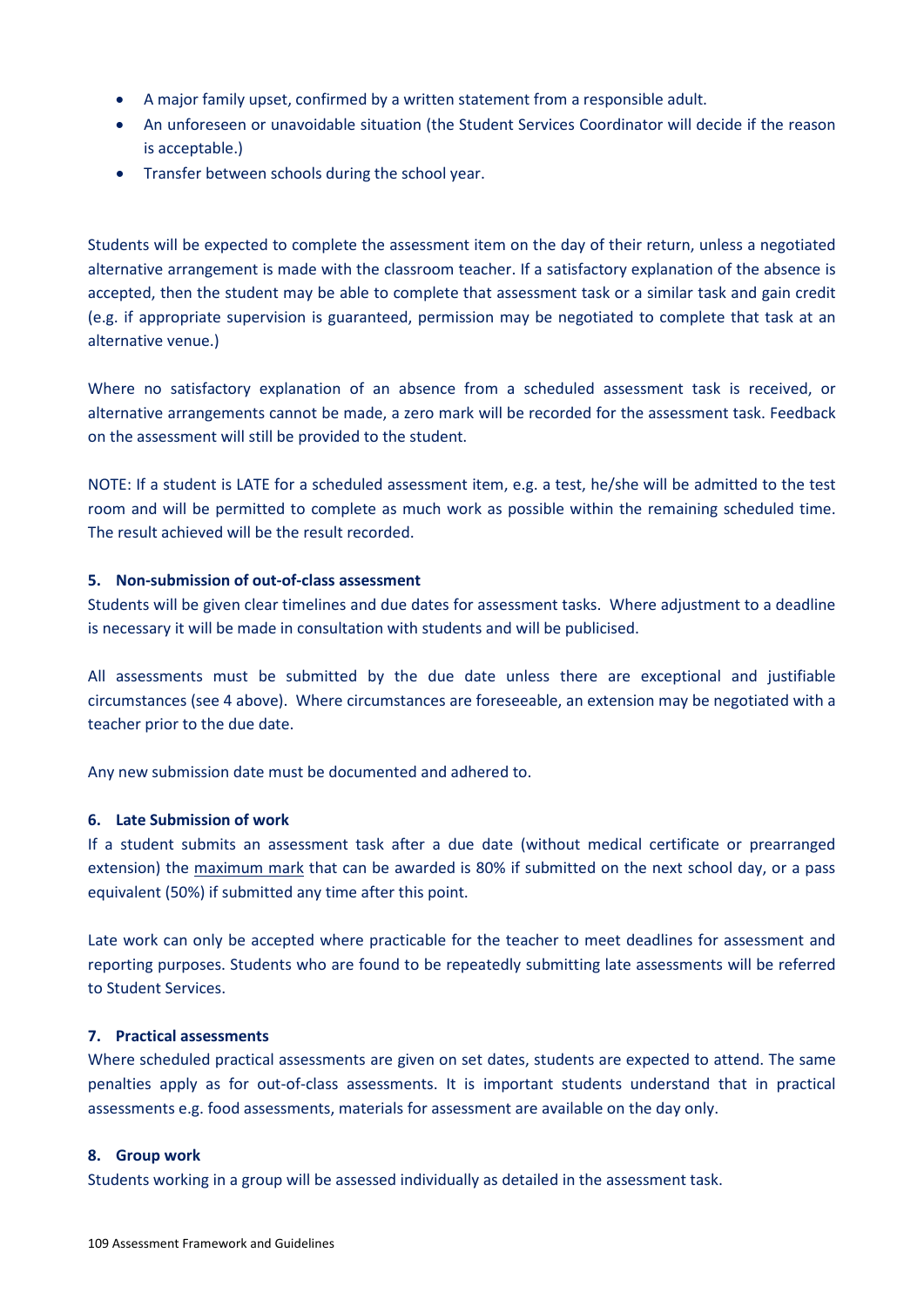- A major family upset, confirmed by a written statement from a responsible adult.
- An unforeseen or unavoidable situation (the Student Services Coordinator will decide if the reason is acceptable.)
- Transfer between schools during the school year.

Students will be expected to complete the assessment item on the day of their return, unless a negotiated alternative arrangement is made with the classroom teacher. If a satisfactory explanation of the absence is accepted, then the student may be able to complete that assessment task or a similar task and gain credit (e.g. if appropriate supervision is guaranteed, permission may be negotiated to complete that task at an alternative venue.)

Where no satisfactory explanation of an absence from a scheduled assessment task is received, or alternative arrangements cannot be made, a zero mark will be recorded for the assessment task. Feedback on the assessment will still be provided to the student.

NOTE: If a student is LATE for a scheduled assessment item, e.g. a test, he/she will be admitted to the test room and will be permitted to complete as much work as possible within the remaining scheduled time. The result achieved will be the result recorded.

**5. Non-submission of out-of-class assessment**

Students will be given clear timelines and due dates for assessment tasks. Where adjustment to a deadline is necessary it will be made in consultation with students and will be publicised.

All assessments must be submitted by the due date unless there are exceptional and justifiable circumstances (see 4 above). Where circumstances are foreseeable, an extension may be negotiated with a teacher prior to the due date.

Any new submission date must be documented and adhered to.

**6. Late Submission of work**

If a student submits an assessment task after a due date (without medical certificate or prearranged extension) the maximum mark that can be awarded is 80% if submitted on the next school day, or a pass equivalent (50%) if submitted any time after this point.

Late work can only be accepted where practicable for the teacher to meet deadlines for assessment and reporting purposes. Students who are found to be repeatedly submitting late assessments will be referred to Student Services.

**7. Practical assessments**

Where scheduled practical assessments are given on set dates, students are expected to attend. The same penalties apply as for out-of-class assessments. It is important students understand that in practical assessments e.g. food assessments, materials for assessment are available on the day only.

**8. Group work**

Students working in a group will be assessed individually as detailed in the assessment task.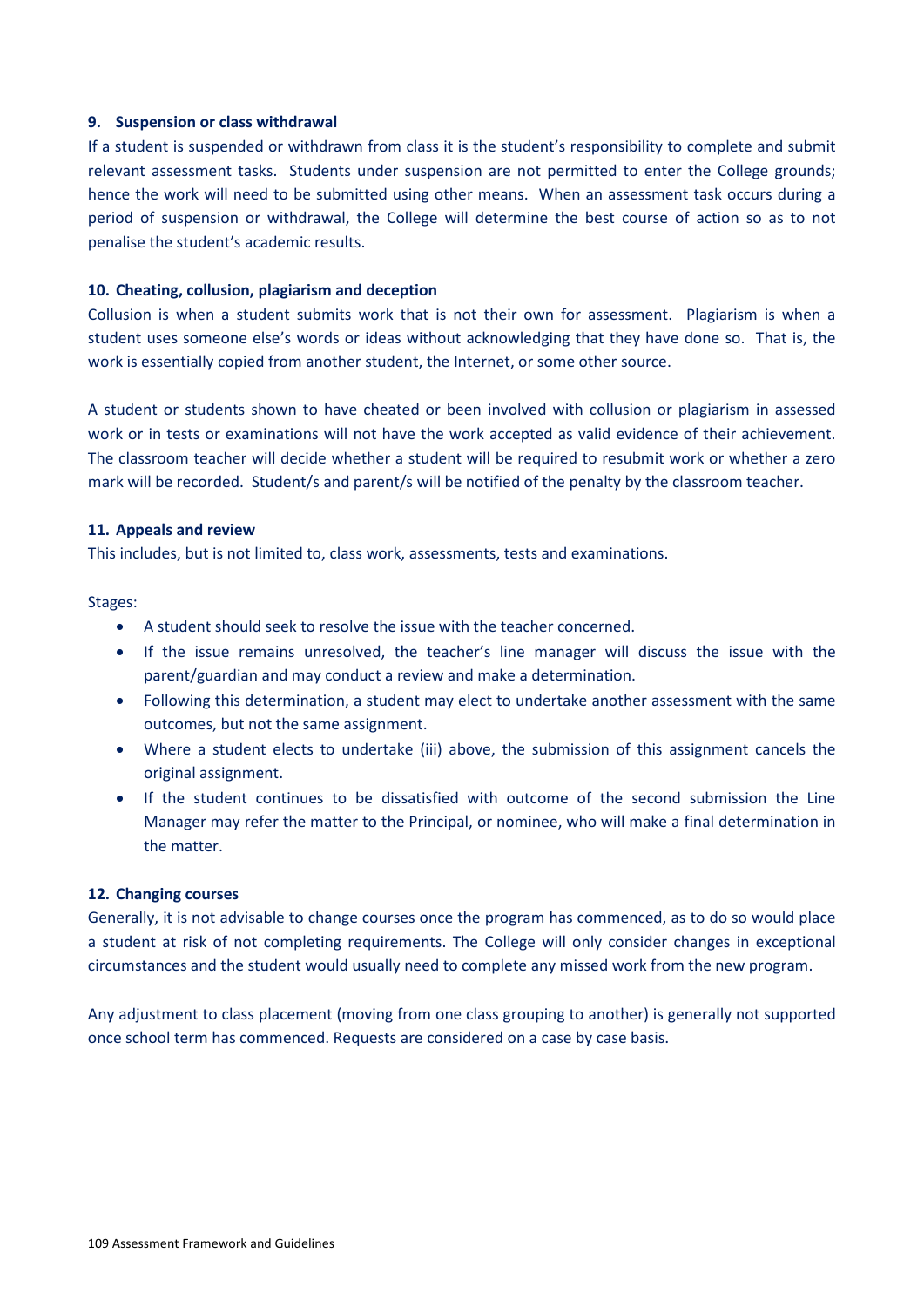### 9. Suspension or class withdrawal

If a student is suspended or withdrawn from class it is the student's responsibility to complete and submit relevant assessment tasks. Students under suspension are not permitted to enter the College grounds; hence the work will need to be submitted using other means. When an assessment task occurs during a period of suspension or withdrawal, the College will determine the best course of action so as to not penalise the student's academic results.

### 10. Cheating, collusion, plagiarism and deception

Collusion is when a student submits work that is not their own for assessment. Plagiarism is when a student uses someone else's words or ideas without acknowledging that they have done so. That is, the work is essentially copied from another student, the Internet, or some other source.

A student or students shown to have cheated or been involved with collusion or plagiarism in assessed work or in tests or examinations will not have the work accepted as valid evidence of their achievement. The classroom teacher will decide whether a student will be required to resubmit work or whether a zero mark will be recorded. Student/s and parent/s will be notified of the penalty by the classroom teacher.

### 11. Appeals and review

This includes, but is not limited to, class work, assessments, tests and examinations.

Stages:

- A student should seek to resolve the issue with the teacher concerned.
- If the issue remains unresolved, the teacher's line manager will discuss the issue with the parent/guardian and may conduct a review and make a determination.
- Following this determination, a student may elect to undertake another assessment with the same outcomes, but not the same assignment.
- Where a student elects to undertake (iii) above, the submission of this assignment cancels the original assignment.
- If the student continues to be dissatisfied with outcome of the second submission the Line Manager may refer the matter to the Principal, or nominee, who will make a final determination in the matter.

### 12. Changing courses

Generally, it is not advisable to change courses once the program has commenced, as to do so would place a student at risk of not completing requirements. The College will only consider changes in exceptional circumstances and the student would usually need to complete any missed work from the new program.

Any adjustment to class placement (moving from one class grouping to another) is generally not supported once school term has commenced. Requests are considered on a case by case basis.